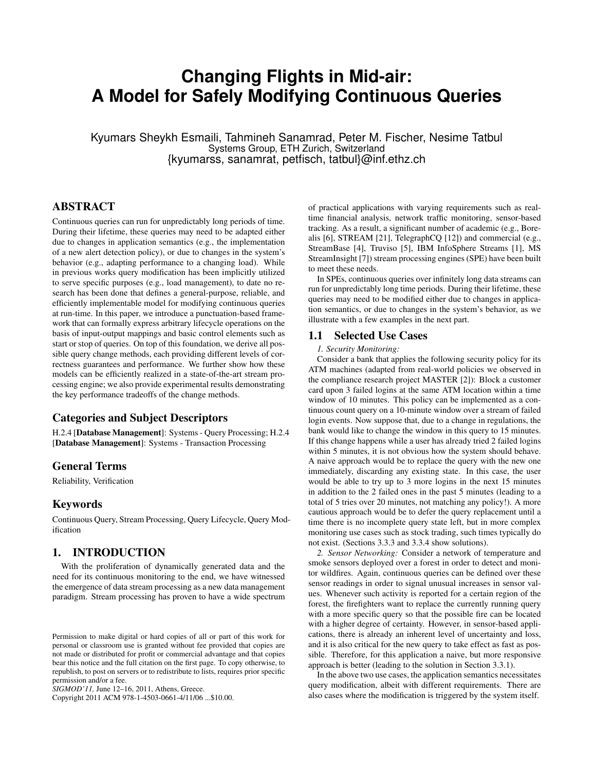# Changing Flights in Mid-air: A Model for Safely Modifying Continuous Queries

Kyumars Sheykh Esmaili, Tahmineh Sanamrad, Peter M. Fischer, Nesime Tatbul
Systems Group, ETH Zurich, Switzerland
{kyumarss, sanamrat, petfisch, tatbul}@inf.ethz.ch

## ABSTRACT

Continuous queries can run for unpredictably long periods of time. During their lifetime, these queries may need to be adapted either due to changes in application semantics (e.g., the implementation of a new alert detection policy), or due to changes in the system's behavior (e.g., adapting performance to a changing load). While in previous works query modification has been implicitly utilized to serve specific purposes (e.g., load management), to date no research has been done that defines a general-purpose, reliable, and efficiently implementable model for modifying continuous queries at run-time. In this paper, we introduce a punctuation-based framework that can formally express arbitrary lifecycle operations on the basis of input-output mappings and basic control elements such as start or stop of queries. On top of this foundation, we derive all possible query change methods, each providing different levels of correctness guarantees and performance. We further show how these models can be efficiently realized in a state-of-the-art stream processing engine; we also provide experimental results demonstrating the key performance tradeoffs of the change methods.

### Categories and Subject Descriptors

H.2.4 [**Database Management**]: Systems - Query Processing; H.2.4 [**Database Management**]: Systems - Transaction Processing

### General Terms

Reliability, Verification

### Keywords

Continuous Query, Stream Processing, Query Lifecycle, Query Modification

## 1. INTRODUCTION

With the proliferation of dynamically generated data and the need for its continuous monitoring to the end, we have witnessed the emergence of data stream processing as a new data management paradigm. Stream processing has proven to have a wide spectrum of practical applications with varying requirements such as real-time financial analysis, network traffic monitoring, sensor-based tracking. As a result, a significant number of academic (e.g., Borealis [6], STREAM [21], TelegraphCQ [12]) and commercial (e.g., StreamBase [4], Truviso [5], IBM InfoSphere Streams [1], MS StreamInsight [7]) stream processing engines (SPE) have been built to meet these needs.

In SPEs, continuous queries over infinitely long data streams can run for unpredictably long time periods. During their lifetime, these queries may need to be modified either due to changes in application semantics, or due to changes in the system's behavior, as we illustrate with a few examples in the next part.

### 1.1 Selected Use Cases

*1. Security Monitoring:*

Consider a bank that applies the following security policy for its ATM machines (adapted from real-world policies we observed in the compliance research project MASTER [2]): Block a customer card upon 3 failed logins at the same ATM location within a time window of 10 minutes. This policy can be implemented as a continuous count query on a 10-minute window over a stream of failed login events. Now suppose that, due to a change in regulations, the bank would like to change the window in this query to 15 minutes. If this change happens while a user has already tried 2 failed logins within 5 minutes, it is not obvious how the system should behave. A naive approach would be to replace the query with the new one immediately, discarding any existing state. In this case, the user would be able to try up to 3 more logins in the next 15 minutes in addition to the 2 failed ones in the past 5 minutes (leading to a total of 5 tries over 20 minutes, not matching any policy!). A more cautious approach would be to defer the query replacement until a time there is no incomplete query state left, but in more complex monitoring use cases such as stock trading, such times typically do not exist. (Sections 3.3.3 and 3.3.4 show solutions).

*2. Sensor Networking:* Consider a network of temperature and smoke sensors deployed over a forest in order to detect and monitor wildfires. Again, continuous queries can be defined over these sensor readings in order to signal unusual increases in sensor values. Whenever such activity is reported for a certain region of the forest, the firefighters want to replace the currently running query with a more specific query so that the possible fire can be located with a higher degree of certainty. However, in sensor-based applications, there is already an inherent level of uncertainty and loss, and it is also critical for the new query to take effect as fast as possible. Therefore, for this application a naive, but more responsive approach is better (leading to the solution in Section 3.3.1).

In the above two use cases, the application semantics necessitates query modification, albeit with different requirements. There are also cases where the modification is triggered by the system itself.

Permission to make digital or hard copies of all or part of this work for personal or classroom use is granted without fee provided that copies are not made or distributed for profit or commercial advantage and that copies bear this notice and the full citation on the first page. To copy otherwise, to republish, to post on servers or to redistribute to lists, requires prior specific permission and/or a fee.
*SIGMOD'11,* June 12–16, 2011, Athens, Greece.
Copyright 2011 ACM 978-1-4503-0661-4/11/06 ...$10.00.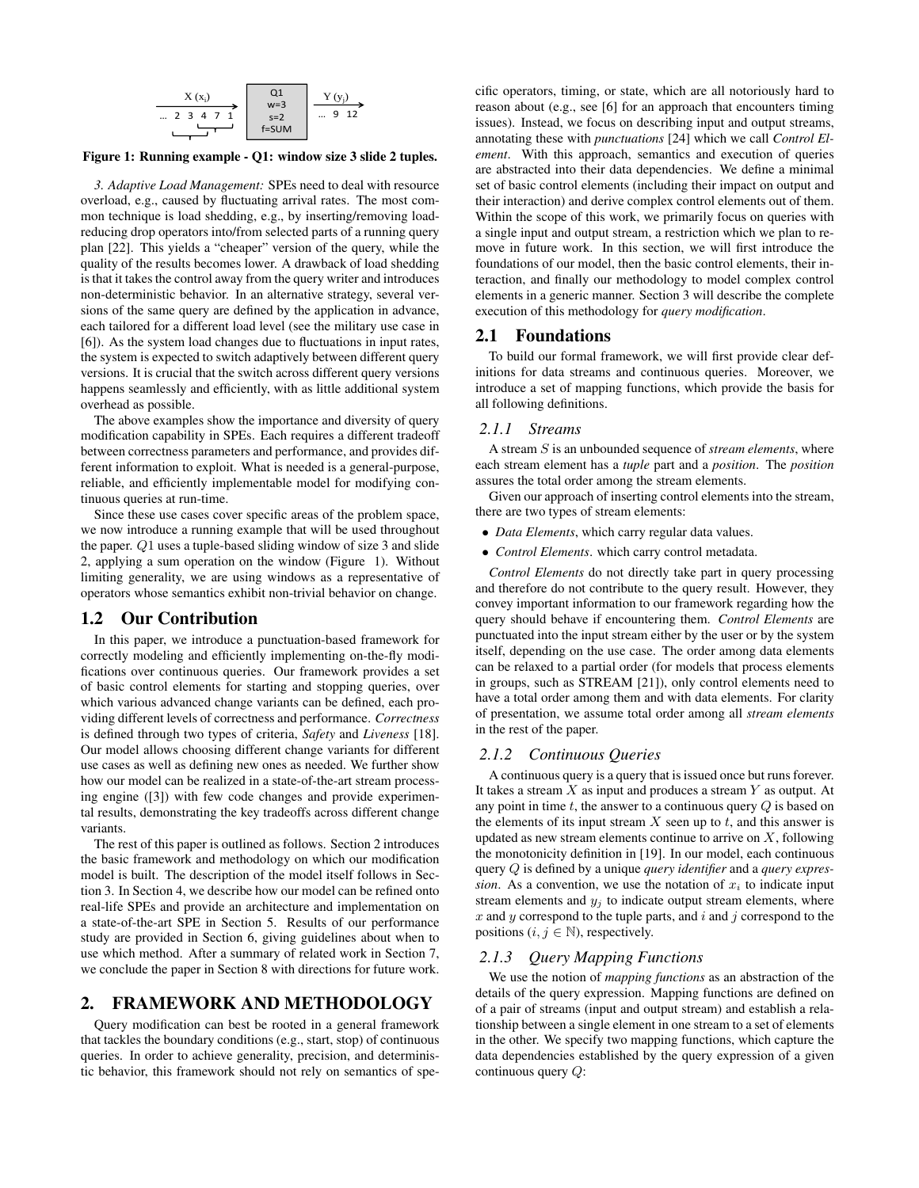Figure 1: Running example - Q1: window size 3 slide 2 tuples.

*3. Adaptive Load Management:* SPEs need to deal with resource overload, e.g., caused by fluctuating arrival rates. The most common technique is load shedding, e.g., by inserting/removing load-reducing drop operators into/from selected parts of a running query plan [22]. This yields a "cheaper" version of the query, while the quality of the results becomes lower. A drawback of load shedding is that it takes the control away from the query writer and introduces non-deterministic behavior. In an alternative strategy, several versions of the same query are defined by the application in advance, each tailored for a different load level (see the military use case in [6]). As the system load changes due to fluctuations in input rates, the system is expected to switch adaptively between different query versions. It is crucial that the switch across different query versions happens seamlessly and efficiently, with as little additional system overhead as possible.

The above examples show the importance and diversity of query modification capability in SPEs. Each requires a different tradeoff between correctness parameters and performance, and provides different information to exploit. What is needed is a general-purpose, reliable, and efficiently implementable model for modifying continuous queries at run-time.

Since these use cases cover specific areas of the problem space, we now introduce a running example that will be used throughout the paper. $Q1$ uses a tuple-based sliding window of size 3 and slide 2, applying a sum operation on the window (Figure 1). Without limiting generality, we are using windows as a representative of operators whose semantics exhibit non-trivial behavior on change.

## 1.2 Our Contribution

In this paper, we introduce a punctuation-based framework for correctly modeling and efficiently implementing on-the-fly modifications over continuous queries. Our framework provides a set of basic control elements for starting and stopping queries, over which various advanced change variants can be defined, each providing different levels of correctness and performance. *Correctness* is defined through two types of criteria, *Safety* and *Liveness* [18]. Our model allows choosing different change variants for different use cases as well as defining new ones as needed. We further show how our model can be realized in a state-of-the-art stream processing engine ([3]) with few code changes and provide experimental results, demonstrating the key tradeoffs across different change variants.

The rest of this paper is outlined as follows. Section 2 introduces the basic framework and methodology on which our modification model is built. The description of the model itself follows in Section 3. In Section 4, we describe how our model can be refined onto real-life SPEs and provide an architecture and implementation on a state-of-the-art SPE in Section 5. Results of our performance study are provided in Section 6, giving guidelines about when to use which method. After a summary of related work in Section 7, we conclude the paper in Section 8 with directions for future work.

# 2. FRAMEWORK AND METHODOLOGY

Query modification can best be rooted in a general framework that tackles the boundary conditions (e.g., start, stop) of continuous queries. In order to achieve generality, precision, and deterministic behavior, this framework should not rely on semantics of specific operators, timing, or state, which are all notoriously hard to reason about (e.g., see [6] for an approach that encounters timing issues). Instead, we focus on describing input and output streams, annotating these with *punctuations* [24] which we call *Control Element*. With this approach, semantics and execution of queries are abstracted into their data dependencies. We define a minimal set of basic control elements (including their impact on output and their interaction) and derive complex control elements out of them. Within the scope of this work, we primarily focus on queries with a single input and output stream, a restriction which we plan to remove in future work. In this section, we will first introduce the foundations of our model, then the basic control elements, their interaction, and finally our methodology to model complex control elements in a generic manner. Section 3 will describe the complete execution of this methodology for *query modification*.

## 2.1 Foundations

To build our formal framework, we will first provide clear definitions for data streams and continuous queries. Moreover, we introduce a set of mapping functions, which provide the basis for all following definitions.

### 2.1.1 Streams

A stream $S$ is an unbounded sequence of *stream elements*, where each stream element has a *tuple* part and a *position*. The *position* assures the total order among the stream elements.

Given our approach of inserting control elements into the stream, there are two types of stream elements:

- *Data Elements*, which carry regular data values.
- *Control Elements*. which carry control metadata.

*Control Elements* do not directly take part in query processing and therefore do not contribute to the query result. However, they convey important information to our framework regarding how the query should behave if encountering them. *Control Elements* are punctuated into the input stream either by the user or by the system itself, depending on the use case. The order among data elements can be relaxed to a partial order (for models that process elements in groups, such as STREAM [21]), only control elements need to have a total order among them and with data elements. For clarity of presentation, we assume total order among all *stream elements* in the rest of the paper.

### 2.1.2 Continuous Queries

A continuous query is a query that is issued once but runs forever. It takes a stream $X$ as input and produces a stream $Y$ as output. At any point in time $t$, the answer to a continuous query $Q$ is based on the elements of its input stream $X$ seen up to $t$, and this answer is updated as new stream elements continue to arrive on $X$, following the monotonicity definition in [19]. In our model, each continuous query $Q$ is defined by a unique *query identifier* and a *query expression*. As a convention, we use the notation of $x_i$ to indicate input stream elements and $y_j$ to indicate output stream elements, where $x$ and $y$ correspond to the tuple parts, and $i$ and $j$ correspond to the positions ($i, j \in \mathbb{N}$), respectively.

### 2.1.3 Query Mapping Functions

We use the notion of *mapping functions* as an abstraction of the details of the query expression. Mapping functions are defined on of a pair of streams (input and output stream) and establish a relationship between a single element in one stream to a set of elements in the other. We specify two mapping functions, which capture the data dependencies established by the query expression of a given continuous query $Q$: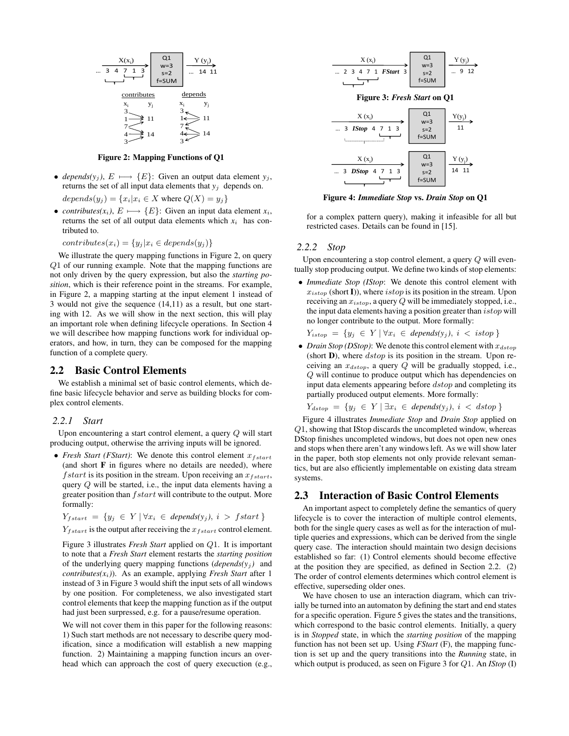**Figure 2: Mapping Functions of Q1**

- *depends($y_j$)*, $E \longmapsto \{E\}$: Given an output data element $y_j$, returns the set of all input data elements that $y_j$ depends on.

  $depends(y_j) = \{x_i | x_i \in X \text{ where } Q(X) = y_j\}$

- *contributes($x_i$)*, $E \longmapsto \{E\}$: Given an input data element $x_i$, returns the set of all output data elements which $x_i$ has contributed to.

  $contributes(x_i) = \{y_j | x_i \in depends(y_j)\}$

We illustrate the query mapping functions in Figure 2, on query $Q1$ of our running example. Note that the mapping functions are not only driven by the query expression, but also the *starting position*, which is their reference point in the streams. For example, in Figure 2, a mapping starting at the input element 1 instead of 3 would not give the sequence (14,11) as a result, but one starting with 12. As we will show in the next section, this will play an important role when defining lifecycle operations. In Section 4 we will describee how mapping functions work for individual operators, and how, in turn, they can be composed for the mapping function of a complete query.

## 2.2 Basic Control Elements

We establish a minimal set of basic control elements, which define basic lifecycle behavior and serve as building blocks for complex control elements.

### 2.2.1 Start

Upon encountering a start control element, a query $Q$ will start producing output, otherwise the arriving inputs will be ignored.

- *Fresh Start (FStart)*: We denote this control element $x_{fstart}$ (and short **F** in figures where no details are needed), where $fstart$ is its position in the stream. Upon receiving an $x_{fstart}$, query $Q$ will be started, i.e., the input data elements having a greater position than $fstart$ will contribute to the output. More formally:

  $Y_{fstart} = \{y_j \in Y \mid \forall x_i \in depends(y_j),\ i > fstart\}$

  $Y_{fstart}$ is the output after receiving the $x_{fstart}$ control element.

  Figure 3 illustrates *Fresh Start* applied on $Q1$. It is important to note that a *Fresh Start* element restarts the *starting position* of the underlying query mapping functions (*depends($y_j$)* and *contributes($x_i$)*). As an example, applying *Fresh Start* after 1 instead of 3 in Figure 3 would shift the input sets of all windows by one position. For completeness, we also investigated start control elements that keep the mapping function as if the output had just been surpressed, e.g. for a pause/resume operation.

  We will not cover them in this paper for the following reasons: 1) Such start methods are not necessary to describe query modification, since a modification will establish a new mapping function. 2) Maintaining a mapping function incurs an overhead which can approach the cost of query exececution (e.g., for a complex pattern query), making it infeasible for all but restricted cases. Details can be found in [15].

**Figure 3: *Fresh Start* on Q1**

**Figure 4: *Immediate Stop* vs. *Drain Stop* on Q1**

### 2.2.2 Stop

Upon encountering a stop control element, a query $Q$ will eventually stop producing output. We define two kinds of stop elements:

- *Immediate Stop (IStop*: We denote this control element with $x_{istop}$ (short **I**)), where $istop$ is its position in the stream. Upon receiving an $x_{istop}$, a query $Q$ will be immediately stopped, i.e., the input data elements having a position greater than $istop$ will no longer contribute to the output. More formally:

  $Y_{istop} = \{y_j \in Y \mid \forall x_i \in depends(y_j),\ i < istop\}$

- *Drain Stop (DStop)*: We denote this control element with $x_{dstop}$ (short **D**), where $dstop$ is its position in the stream. Upon receiving an $x_{dstop}$, a query $Q$ will be gradually stopped, i.e., $Q$ will continue to produce output which has dependencies on input data elements appearing before $dstop$ and completing its partially produced output elements. More formally:

  $Y_{dstop} = \{y_j \in Y \mid \exists x_i \in depends(y_j),\ i < dstop\}$

Figure 4 illustrates *Immediate Stop* and *Drain Stop* applied on $Q1$, showing that IStop discards the uncompleted window, whereas DStop finishes uncompleted windows, but does not open new ones and stops when there aren't any windows left. As we will show later in the paper, both stop elements not only provide relevant semantics, but are also efficiently implementable on existing data stream systems.

## 2.3 Interaction of Basic Control Elements

An important aspect to completely define the semantics of query lifecycle is to cover the interaction of multiple control elements, both for the single query cases as well as for the interaction of multiple queries and expressions, which can be derived from the single query case. The interaction should maintain two design decisions established so far: (1) Control elements should become effective at the position they are specified, as defined in Section 2.2. (2) The order of control elements determines which control element is effective, superseding older ones.

We have chosen to use an interaction diagram, which can trivially be turned into an automaton by defining the start and end states for a specific operation. Figure 5 gives the states and the transitions, which correspond to the basic control elements. Initially, a query is in *Stopped* state, in which the *starting position* of the mapping function has not been set up. Using *FStart* (F), the mapping function is set up and the query transitions into the *Running* state, in which output is produced, as seen on Figure 3 for $Q1$. An *IStop* (I)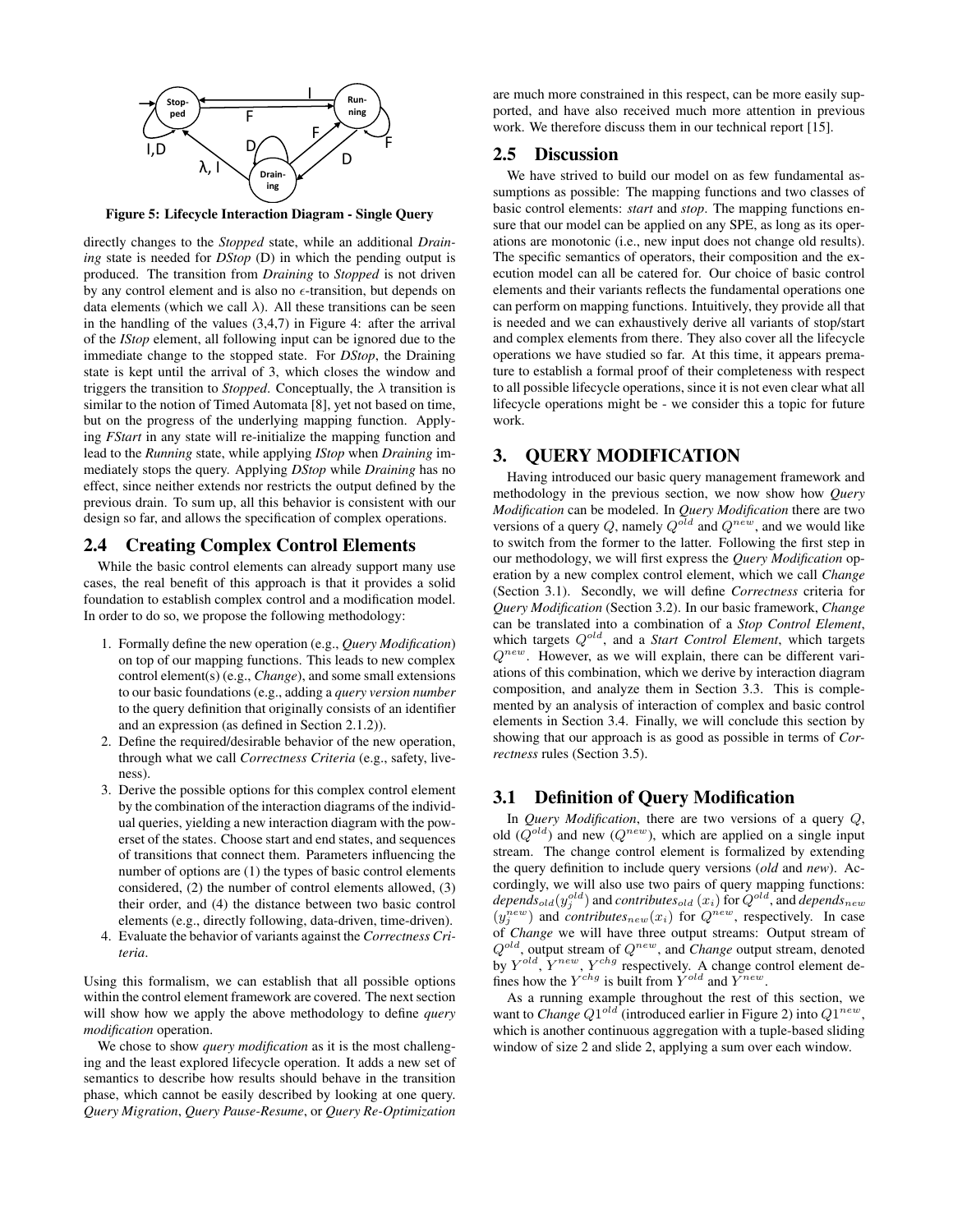Stop-ped

Run-ning

Drain-ing

I

F

F

F

D

D

I,D

λ, I

Figure 5: Lifecycle Interaction Diagram - Single Query

directly changes to the *Stopped* state, while an additional *Draining* state is needed for *DStop* (D) in which the pending output is produced. The transition from *Draining* to *Stopped* is not driven by any control element and is also no $\epsilon$-transition, but depends on data elements (which we call $\lambda$). All these transitions can be seen in the handling of the values (3,4,7) in Figure 4: after the arrival of the *IStop* element, all following input can be ignored due to the immediate change to the stopped state. For *DStop*, the Draining state is kept until the arrival of 3, which closes the window and triggers the transition to *Stopped*. Conceptually, the $\lambda$ transition is similar to the notion of Timed Automata [8], yet not based on time, but on the progress of the underlying mapping function. Applying *FStart* in any state will re-initialize the mapping function and lead to the *Running* state, while applying *IStop* when *Draining* immediately stops the query. Applying *DStop* while *Draining* has no effect, since neither extends nor restricts the output defined by the previous drain. To sum up, all this behavior is consistent with our design so far, and allows the specification of complex operations.

## 2.4 Creating Complex Control Elements

While the basic control elements can already support many use cases, the real benefit of this approach is that it provides a solid foundation to establish complex control and a modification model. In order to do so, we propose the following methodology:

1. Formally define the new operation (e.g., *Query Modification*) on top of our mapping functions. This leads to new complex control element(s) (e.g., *Change*), and some small extensions to our basic foundations (e.g., adding a *query version number* to the query definition that originally consists of an identifier and an expression (as defined in Section 2.1.2)).
2. Define the required/desirable behavior of the new operation, through what we call *Correctness Criteria* (e.g., safety, liveness).
3. Derive the possible options for this complex control element by the combination of the interaction diagrams of the individual queries, yielding a new interaction diagram with the powerset of the states. Choose start and end states, and sequences of transitions that connect them. Parameters influencing the number of options are (1) the types of basic control elements considered, (2) the number of control elements allowed, (3) their order, and (4) the distance between two basic control elements (e.g., directly following, data-driven, time-driven).
4. Evaluate the behavior of variants against the *Correctness Criteria*.

Using this formalism, we can establish that all possible options within the control element framework are covered. The next section will show how we apply the above methodology to define *query modification* operation.

We chose to show *query modification* as it is the most challenging and the least explored lifecycle operation. It adds a new set of semantics to describe how results should behave in the transition phase, which cannot be easily described by looking at one query. *Query Migration*, *Query Pause-Resume*, or *Query Re-Optimization* are much more constrained in this respect, can be more easily supported, and have also received much more attention in previous work. We therefore discuss them in our technical report [15].

## 2.5 Discussion

We have strived to build our model on as few fundamental assumptions as possible: The mapping functions and two classes of basic control elements: *start* and *stop*. The mapping functions ensure that our model can be applied on any SPE, as long as its operations are monotonic (i.e., new input does not change old results). The specific semantics of operators, their composition and the execution model can all be catered for. Our choice of basic control elements and their variants reflects the fundamental operations one can perform on mapping functions. Intuitively, they provide all that is needed and we can exhaustively derive all variants of stop/start and complex elements from there. They also cover all the lifecycle operations we have studied so far. At this time, it appears premature to establish a formal proof of their completeness with respect to all possible lifecycle operations, since it is not even clear what all lifecycle operations might be - we consider this a topic for future work.

# 3. QUERY MODIFICATION

Having introduced our basic query management framework and methodology in the previous section, we now show how *Query Modification* can be modeled. In *Query Modification* there are two versions of a query $Q$, namely $Q^{old}$ and $Q^{new}$, and we would like to switch from the former to the latter. Following the first step in our methodology, we will first express the *Query Modification* operation by a new complex control element, which we call *Change* (Section 3.1). Secondly, we will define *Correctness* criteria for *Query Modification* (Section 3.2). In our basic framework, *Change* can be translated into a combination of a *Stop Control Element*, which targets $Q^{old}$, and a *Start Control Element*, which targets $Q^{new}$. However, as we will explain, there can be different variations of this combination, which we derive by interaction diagram composition, and analyze them in Section 3.3. This is complemented by an analysis of interaction of complex and basic control elements in Section 3.4. Finally, we will conclude this section by showing that our approach is as good as possible in terms of *Correctness* rules (Section 3.5).

## 3.1 Definition of Query Modification

In *Query Modification*, there are two versions of a query $Q$, old ($Q^{old}$) and new ($Q^{new}$), which are applied on a single input stream. The change control element is formalized by extending the query definition to include query versions (*old* and *new*). Accordingly, we will also use two pairs of query mapping functions: $depends_{old}(y_j^{old})$ and $contributes_{old}(x_i)$ for $Q^{old}$, and $depends_{new}(y_j^{new})$ and $contributes_{new}(x_i)$ for $Q^{new}$, respectively. In case of *Change* we will have three output streams: Output stream of $Q^{old}$, output stream of $Q^{new}$, and *Change* output stream, denoted by $Y^{old}$, $Y^{new}$, $Y^{chg}$ respectively. A change control element defines how the $Y^{chg}$ is built from $Y^{old}$ and $Y^{new}$.

As a running example throughout the rest of this section, we want to *Change* $Q1^{old}$ (introduced earlier in Figure 2) into $Q1^{new}$, which is another continuous aggregation with a tuple-based sliding window of size 2 and slide 2, applying a sum over each window.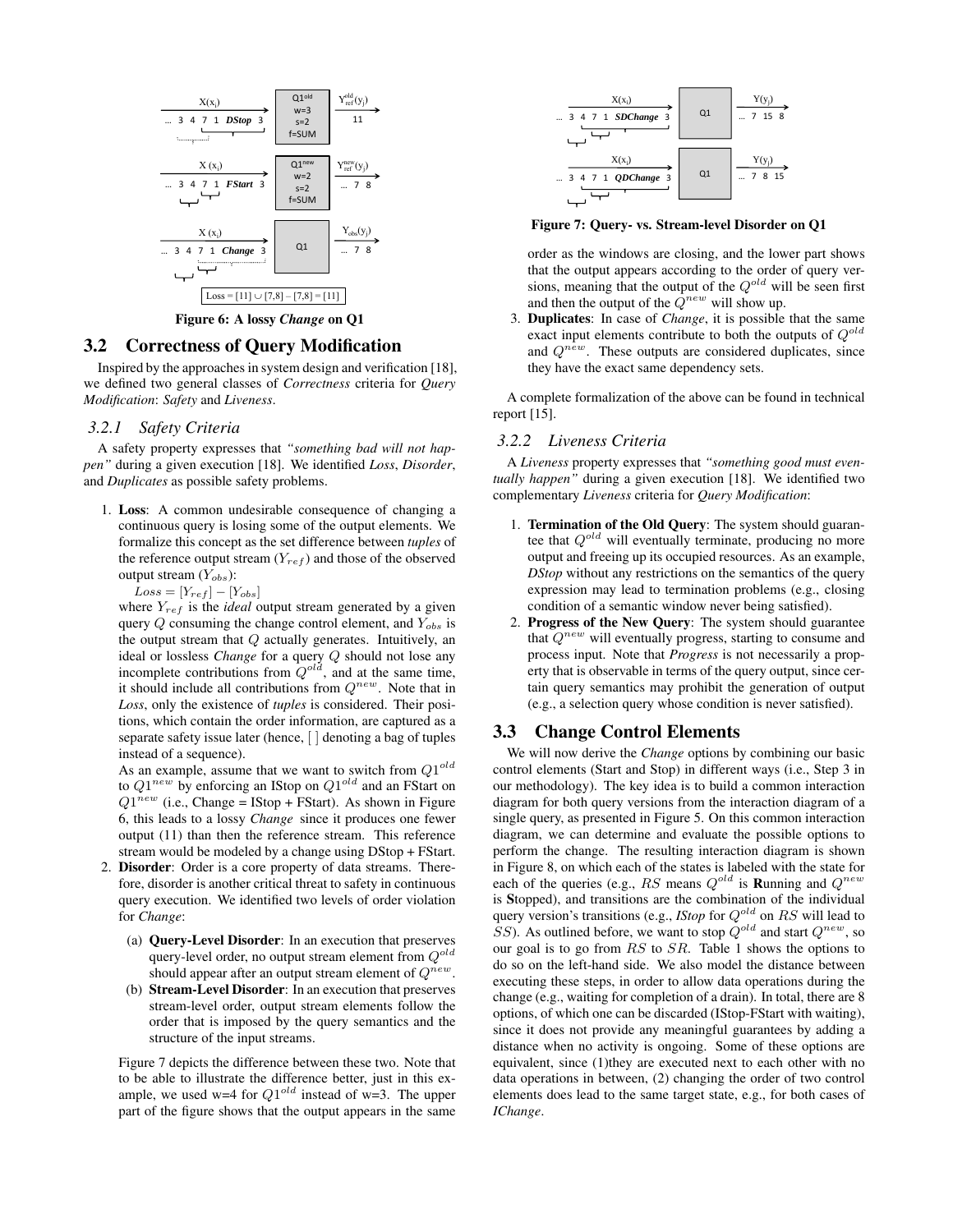Figure 6: A lossy *Change* on Q1

## 3.2 Correctness of Query Modification

Inspired by the approaches in system design and verification [18], we defined two general classes of *Correctness* criteria for *Query Modification*: *Safety* and *Liveness*.

### 3.2.1 Safety Criteria

A safety property expresses that *"something bad will not happen"* during a given execution [18]. We identified *Loss*, *Disorder*, and *Duplicates* as possible safety problems.

1. **Loss**: A common undesirable consequence of changing a continuous query is losing some of the output elements. We formalize this concept as the set difference between *tuples* of the reference output stream ($Y_{ref}$) and those of the observed output stream ($Y_{obs}$):

   $Loss = [Y_{ref}] - [Y_{obs}]$

   where $Y_{ref}$ is the *ideal* output stream generated by a given query $Q$ consuming the change control element, and $Y_{obs}$ is the output stream that $Q$ actually generates. Intuitively, an ideal or lossless *Change* for a query $Q$ should not lose any incomplete contributions from $Q^{old}$, and at the same time, it should include all contributions from $Q^{new}$. Note that in *Loss*, only the existence of *tuples* is considered. Their positions, which contain the order information, are captured as a separate safety issue later (hence, [ ] denoting a bag of tuples instead of a sequence).

   As an example, assume that we want to switch from $Q1^{old}$ to $Q1^{new}$ by enforcing an IStop on $Q1^{old}$ and an FStart on $Q1^{new}$ (i.e., Change = IStop + FStart). As shown in Figure 6, this leads to a lossy *Change* since it produces one fewer output (11) than then the reference stream. This reference stream would be modeled by a change using DStop + FStart.

2. **Disorder**: Order is a core property of data streams. Therefore, disorder is another critical threat to safety in continuous query execution. We identified two levels of order violation for *Change*:

   (a) **Query-Level Disorder**: In an execution that preserves query-level order, no output stream element from $Q^{old}$ should appear after an output stream element of $Q^{new}$.

   (b) **Stream-Level Disorder**: In an execution that preserves stream-level order, output stream elements follow the order that is imposed by the query semantics and the structure of the input streams.

   Figure 7 depicts the difference between these two. Note that to be able to illustrate the difference better, just in this example, we used w=4 for $Q1^{old}$ instead of w=3. The upper part of the figure shows that the output appears in the same order as the windows are closing, and the lower part shows that the output appears according to the order of query versions, meaning that the output of the $Q^{old}$ will be seen first and then the output of the $Q^{new}$ will show up.

3. **Duplicates**: In case of *Change*, it is possible that the same exact input elements contribute to both the outputs of $Q^{old}$ and $Q^{new}$. These outputs are considered duplicates, since they have the exact same dependency sets.

Figure 7: Query- vs. Stream-level Disorder on Q1

A complete formalization of the above can be found in technical report [15].

### 3.2.2 Liveness Criteria

A *Liveness* property expresses that *"something good must eventually happen"* during a given execution [18]. We identified two complementary *Liveness* criteria for *Query Modification*:

1. **Termination of the Old Query**: The system should guarantee that $Q^{old}$ will eventually terminate, producing no more output and freeing up its occupied resources. As an example, *DStop* without any restrictions on the semantics of the query expression may lead to termination problems (e.g., closing condition of a semantic window never being satisfied).

2. **Progress of the New Query**: The system should guarantee that $Q^{new}$ will eventually progress, starting to consume and process input. Note that *Progress* is not necessarily a property that is observable in terms of the query output, since certain query semantics may prohibit the generation of output (e.g., a selection query whose condition is never satisfied).

## 3.3 Change Control Elements

We will now derive the *Change* options by combining our basic control elements (Start and Stop) in different ways (i.e., Step 3 in our methodology). The key idea is to build a common interaction diagram for both query versions from the interaction diagram of a single query, as presented in Figure 5. On this common interaction diagram, we can determine and evaluate the possible options to perform the change. The resulting interaction diagram is shown in Figure 8, on which each of the states is labeled with the state for each of the queries (e.g., $RS$ means $Q^{old}$ is **R**unning and $Q^{new}$ is **S**topped), and transitions are the combination of the individual query version's transitions (e.g., *IStop* for $Q^{old}$ on $RS$ will lead to $SS$). As outlined before, we want to stop $Q^{old}$ and start $Q^{new}$, so our goal is to go from $RS$ to $SR$. Table 1 shows the options to do so on the left-hand side. We also model the distance between executing these steps, in order to allow data operations during the change (e.g., waiting for completion of a drain). In total, there are 8 options, of which one can be discarded (IStop-FStart with waiting), since it does not provide any meaningful guarantees by adding a distance when no activity is ongoing. Some of these options are equivalent, since (1)they are executed next to each other with no data operations in between, (2) changing the order of two control elements does lead to the same target state, e.g., for both cases of *IChange*.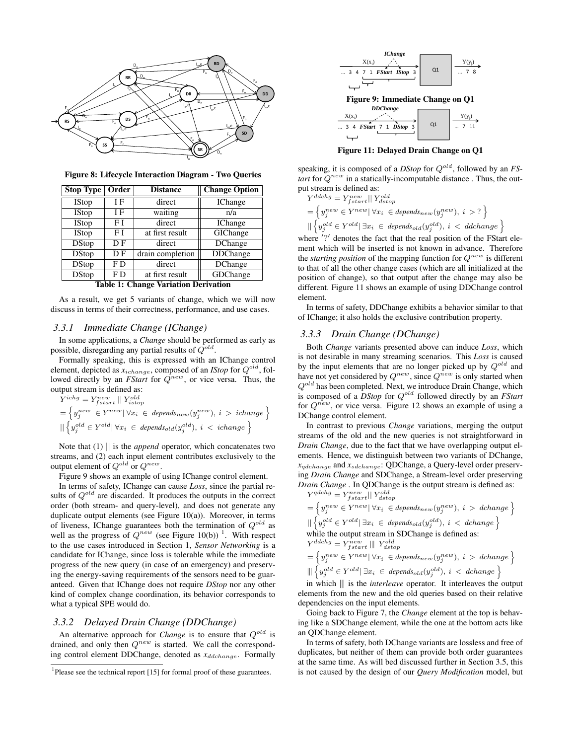Figure 8: Lifecycle Interaction Diagram - Two Queries

| Stop Type | Order | Distance | Change Option |
|---|---|---|---|
| IStop | I F | direct | IChange |
| IStop | I F | waiting | n/a |
| IStop | F I | direct | IChange |
| IStop | F I | at first result | GIChange |
| DStop | D F | direct | DChange |
| DStop | D F | drain completion | DDChange |
| DStop | F D | direct | DChange |
| DStop | F D | at first result | GDChange |

**Table 1: Change Variation Derivation**

As a result, we get 5 variants of change, which we will now discuss in terms of their correctness, performance, and use cases.

### 3.3.1 Immediate Change (IChange)

In some applications, a *Change* should be performed as early as possible, disregarding any partial results of $Q^{old}$.

Formally speaking, this is expressed with an IChange control element, depicted as $x_{ichange}$, composed of an *IStop* for $Q^{old}$, followed directly by an *FStart* for $Q^{new}$, or vice versa. Thus, the output stream is defined as:

$$Y^{ichg} = Y^{new}_{fstart} \,||\, Y^{old}_{istop}$$
$$= \left\{ y^{new}_j \in Y^{new} |\ \forall x_i \in depends_{new}(y^{new}_j),\ i > ichange \right\}$$
$$|| \left\{ y^{old}_j \in Y^{old} |\ \forall x_i \in depends_{old}(y^{old}_j),\ i < ichange \right\}$$

Note that (1) $||$ is the *append* operator, which concatenates two streams, and (2) each input element contributes exclusively to the output element of $Q^{old}$ or $Q^{new}$.

Figure 9 shows an example of using IChange control element.

In terms of safety, IChange can cause *Loss*, since the partial results of $Q^{old}$ are discarded. It produces the outputs in the correct order (both stream- and query-level), and does not generate any duplicate output elements (see Figure 10(a)). Moreover, in terms of liveness, IChange guarantees both the termination of $Q^{old}$ as well as the progress of $Q^{new}$ (see Figure 10(b)) [1]. With respect to the use cases introduced in Section 1, *Sensor Networking* is a candidate for IChange, since loss is tolerable while the immediate progress of the new query (in case of an emergency) and preserving the energy-saving requirements of the sensors need to be guaranteed. Given that IChange does not require *DStop* nor any other kind of complex change coordination, its behavior corresponds to what a typical SPE would do.

### 3.3.2 Delayed Drain Change (DDChange)

An alternative approach for *Change* is to ensure that $Q^{old}$ is drained, and only then $Q^{new}$ is started. We call the corresponding control element DDChange, denoted as $x_{ddchange}$. Formally speaking, it is composed of a *DStop* for $Q^{old}$, followed by an *FStart* for $Q^{new}$ in a statically-incomputable distance . Thus, the output stream is defined as:

$$Y^{ddchg} = Y^{new}_{fstart} \,||\, Y^{old}_{dstop}$$
$$= \left\{ y^{new}_j \in Y^{new} |\ \forall x_i \in depends_{new}(y^{new}_j),\ i > ? \right\}$$
$$|| \left\{ y^{old}_j \in Y^{old} |\ \exists x_i \in depends_{old}(y^{old}_j),\ i < ddchange \right\}$$

where $'?'$ denotes the fact that the real position of the FStart element which will be inserted is not known in advance. Therefore the *starting position* of the mapping function for $Q^{new}$ is different to that of all the other change cases (which are all initialized at the position of change), so that output after the change may also be different. Figure 11 shows an example of using DDChange control element.

Figure 9: Immediate Change on Q1

Figure 11: Delayed Drain Change on Q1

In terms of safety, DDChange exhibits a behavior similar to that of IChange; it also holds the exclusive contribution property.

### 3.3.3 Drain Change (DChange)

Both *Change* variants presented above can induce *Loss*, which is not desirable in many streaming scenarios. This *Loss* is caused by the input elements that are no longer picked up by $Q^{old}$ and have not yet considered by $Q^{new}$, since $Q^{new}$ is only started when $Q^{old}$ has been completed. Next, we introduce Drain Change, which is composed of a *DStop* for $Q^{old}$ followed directly by an *FStart* for $Q^{new}$, or vice versa. Figure 12 shows an example of using a DChange control element.

In contrast to previous *Change* variations, merging the output streams of the old and the new queries is not straightforward in *Drain Change*, due to the fact that we have overlapping output elements. Hence, we distinguish between two variants of DChange, $x_{qdchange}$ and $x_{sdchange}$: QDChange, a Query-level order preserving *Drain Change* and SDChange, a Stream-level order preserving *Drain Change* . In QDChange is the output stream is defined as:

$$Y^{qdchg} = Y^{new}_{fstart} \,||\, Y^{old}_{dstop}$$
$$= \left\{ y^{new}_j \in Y^{new} |\ \forall x_i \in depends_{new}(y^{new}_j),\ i > dchange \right\}$$
$$|| \left\{ y^{old}_j \in Y^{old} |\ \exists x_i \in depends_{old}(y^{old}_j),\ i < dchange \right\}$$

while the output stream in SDChange is defined as:

$$Y^{ddchg} = Y^{new}_{fstart} \,|||\, Y^{old}_{dstop}$$
$$= \left\{ y^{new}_j \in Y^{new} |\ \forall x_i \in depends_{new}(y^{new}_j),\ i > dchange \right\}$$
$$||| \left\{ y^{old}_j \in Y^{old} |\ \exists x_i \in depends_{old}(y^{old}_j),\ i < dchange \right\}$$

in which $|||$ is the *interleave* operator. It interleaves the output elements from the new and the old queries based on their relative dependencies on the input elements.

Going back to Figure 7, the *Change* element at the top is behaving like a SDChange element, while the one at the bottom acts like an QDChange element.

In terms of safety, both DChange variants are lossless and free of duplicates, but neither of them can provide both order guarantees at the same time. As will bed discussed further in Section 3.5, this is not caused by the design of our *Query Modification* model, but

[1] Please see the technical report [15] for formal proof of these guarantees.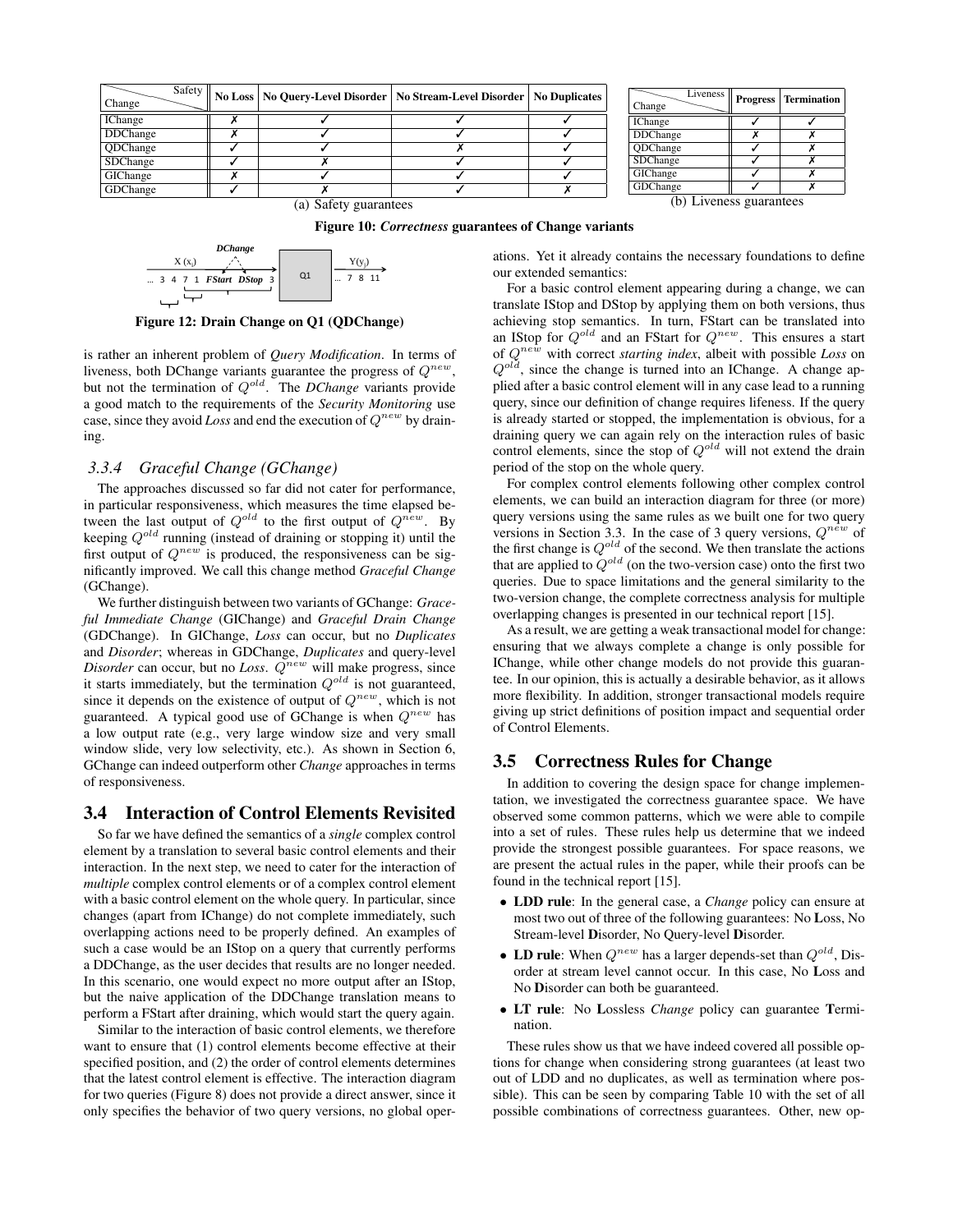| Safety / Change | No Loss | No Query-Level Disorder | No Stream-Level Disorder | No Duplicates |
|---|---|---|---|---|
| IChange | ✗ | ✓ | ✓ | ✓ |
| DDChange | ✗ | ✓ | ✓ | ✓ |
| QDChange | ✓ | ✓ | ✗ | ✓ |
| SDChange | ✓ | ✗ | ✓ | ✓ |
| GIChange | ✗ | ✓ | ✓ | ✓ |
| GDChange | ✓ | ✗ | ✓ | ✗ |

(a) Safety guarantees

| Liveness / Change | Progress | Termination |
|---|---|---|
| IChange | ✓ | ✓ |
| DDChange | ✗ | ✗ |
| QDChange | ✓ | ✗ |
| SDChange | ✓ | ✗ |
| GIChange | ✓ | ✗ |
| GDChange | ✓ | ✗ |

(b) Liveness guarantees

**Figure 10: *Correctness* guarantees of Change variants**

**Figure 12: Drain Change on Q1 (QDChange)**

is rather an inherent problem of *Query Modification*. In terms of liveness, both DChange variants guarantee the progress of $Q^{new}$, but not the termination of $Q^{old}$. The *DChange* variants provide a good match to the requirements of the *Security Monitoring* use case, since they avoid *Loss* and end the execution of $Q^{new}$ by draining.

### 3.3.4 Graceful Change (GChange)

The approaches discussed so far did not cater for performance, in particular responsiveness, which measures the time elapsed between the last output of $Q^{old}$ to the first output of $Q^{new}$. By keeping $Q^{old}$ running (instead of draining or stopping it) until the first output of $Q^{new}$ is produced, the responsiveness can be significantly improved. We call this change method *Graceful Change* (GChange).

We further distinguish between two variants of GChange: *Graceful Immediate Change* (GIChange) and *Graceful Drain Change* (GDChange). In GIChange, *Loss* can occur, but no *Duplicates* and *Disorder*; whereas in GDChange, *Duplicates* and query-level *Disorder* can occur, but no *Loss*. $Q^{new}$ will make progress, since it starts immediately, but the termination $Q^{old}$ is not guaranteed, since it depends on the existence of output of $Q^{new}$, which is not guaranteed. A typical good use of GChange is when $Q^{new}$ has a low output rate (e.g., very large window size and very small window slide, very low selectivity, etc.). As shown in Section 6, GChange can indeed outperform other *Change* approaches in terms of responsiveness.

## 3.4 Interaction of Control Elements Revisited

So far we have defined the semantics of a *single* complex control element by a translation to several basic control elements and their interaction. In the next step, we need to cater for the interaction of *multiple* complex control elements or of a complex control element with a basic control element on the whole query. In particular, since changes (apart from IChange) do not complete immediately, such overlapping actions need to be properly defined. An examples of such a case would be an IStop on a query that currently performs a DDChange, as the user decides that results are no longer needed. In this scenario, one would expect no more output after an IStop, but the naive application of the DDChange translation means to perform a FStart after draining, which would start the query again.

Similar to the interaction of basic control elements, we therefore want to ensure that (1) control elements become effective at their specified position, and (2) the order of control elements determines that the latest control element is effective. The interaction diagram for two queries (Figure 8) does not provide a direct answer, since it only specifies the behavior of two query versions, no global operations. Yet it already contains the necessary foundations to define our extended semantics:

For a basic control element appearing during a change, we can translate IStop and DStop by applying them on both versions, thus achieving stop semantics. In turn, FStart can be translated into an IStop for $Q^{old}$ and an FStart for $Q^{new}$. This ensures a start of $Q^{new}$ with correct *starting index*, albeit with possible *Loss* on $Q^{old}$, since the change is turned into an IChange. A change applied after a basic control element will in any case lead to a running query, since our definition of change requires lifeness. If the query is already started or stopped, the implementation is obvious, for a draining query we can again rely on the interaction rules of basic control elements, since the stop of $Q^{old}$ will not extend the drain period of the stop on the whole query.

For complex control elements following other complex control elements, we can build an interaction diagram for three (or more) query versions using the same rules as we built one for two query versions in Section 3.3. In the case of 3 query versions, $Q^{new}$ of the first change is $Q^{old}$ of the second. We then translate the actions that are applied to $Q^{old}$ (on the two-version case) onto the first two queries. Due to space limitations and the general similarity to the two-version change, the complete correctness analysis for multiple overlapping changes is presented in our technical report [15].

As a result, we are getting a weak transactional model for change: ensuring that we always complete a change is only possible for IChange, while other change models do not provide this guarantee. In our opinion, this is actually a desirable behavior, as it allows more flexibility. In addition, stronger transactional models require giving up strict definitions of position impact and sequential order of Control Elements.

## 3.5 Correctness Rules for Change

In addition to covering the design space for change implementation, we investigated the correctness guarantee space. We have observed some common patterns, which we were able to compile into a set of rules. These rules help us determine that we indeed provide the strongest possible guarantees. For space reasons, we are present the actual rules in the paper, while their proofs can be found in the technical report [15].

- **LDD rule**: In the general case, a *Change* policy can ensure at most two out of three of the following guarantees: No **L**oss, No Stream-level **D**isorder, No Query-level **D**isorder.
- **LD rule**: When $Q^{new}$ has a larger depends-set than $Q^{old}$, Disorder at stream level cannot occur. In this case, No **L**oss and No **D**isorder can both be guaranteed.
- **LT rule**: No **L**ossless *Change* policy can guarantee **T**ermination.

These rules show us that we have indeed covered all possible options for change when considering strong guarantees (at least two out of LDD and no duplicates, as well as termination where possible). This can be seen by comparing Table 10 with the set of all possible combinations of correctness guarantees. Other, new op-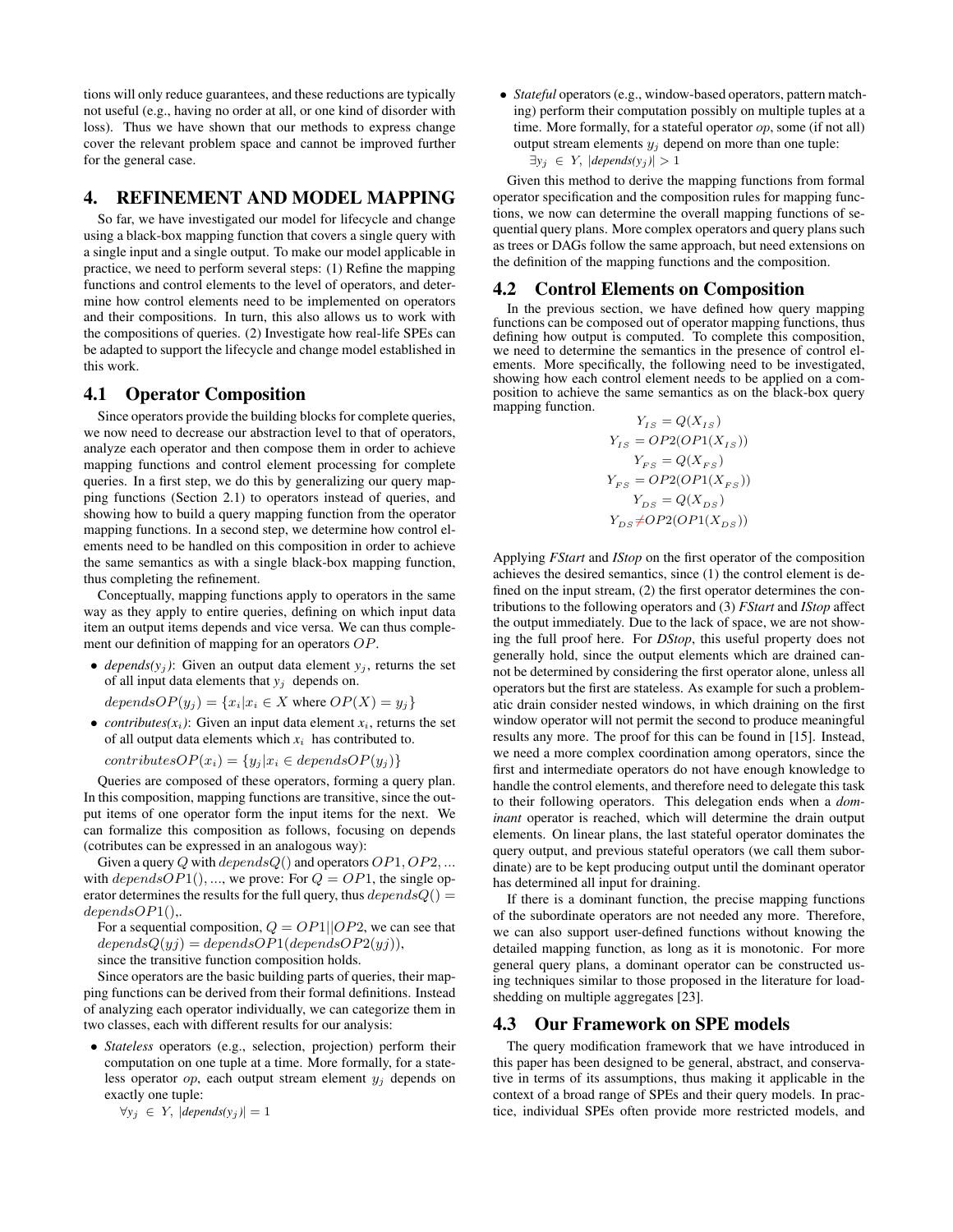tions will only reduce guarantees, and these reductions are typically not useful (e.g., having no order at all, or one kind of disorder with loss). Thus we have shown that our methods to express change cover the relevant problem space and cannot be improved further for the general case.

# 4. REFINEMENT AND MODEL MAPPING

So far, we have investigated our model for lifecycle and change using a black-box mapping function that covers a single query with a single input and a single output. To make our model applicable in practice, we need to perform several steps: (1) Refine the mapping functions and control elements to the level of operators, and determine how control elements need to be implemented on operators and their compositions. In turn, this also allows us to work with the compositions of queries. (2) Investigate how real-life SPEs can be adapted to support the lifecycle and change model established in this work.

## 4.1 Operator Composition

Since operators provide the building blocks for complete queries, we now need to decrease our abstraction level to that of operators, analyze each operator and then compose them in order to achieve mapping functions and control element processing for complete queries. In a first step, we do this by generalizing our query mapping functions (Section 2.1) to operators instead of queries, and showing how to build a query mapping function from the operator mapping functions. In a second step, we determine how control elements need to be handled on this composition in order to achieve the same semantics as with a single black-box mapping function, thus completing the refinement.

Conceptually, mapping functions apply to operators in the same way as they apply to entire queries, defining on which input data item an output items depends and vice versa. We can thus complement our definition of mapping for an operators $OP$.

- *depends($y_j$)*: Given an output data element $y_j$, returns the set of all input data elements that $y_j$ depends on.

  $dependsOP(y_j) = \{x_i | x_i \in X \text{ where } OP(X) = y_j\}$

- *contributes($x_i$)*: Given an input data element $x_i$, returns the set of all output data elements which $x_i$ has contributed to.

  $contributesOP(x_i) = \{y_j | x_i \in dependsOP(y_j)\}$

Queries are composed of these operators, forming a query plan. In this composition, mapping functions are transitive, since the output items of one operator form the input items for the next. We can formalize this composition as follows, focusing on depends (cotributes can be expressed in an analogous way):

Given a query $Q$ with $dependsQ()$ and operators $OP1, OP2, ...$ with $dependsOP1(), ...$, we prove: For $Q = OP1$, the single operator determines the results for the full query, thus $dependsQ() = dependsOP1(),$.

For a sequential composition, $Q = OP1||OP2$, we can see that $dependsQ(yj) = dependsOP1(dependsOP2(yj))$,
since the transitive function composition holds.

Since operators are the basic building parts of queries, their mapping functions can be derived from their formal definitions. Instead of analyzing each operator individually, we can categorize them in two classes, each with different results for our analysis:

- *Stateless* operators (e.g., selection, projection) perform their computation on one tuple at a time. More formally, for a stateless operator *op*, each output stream element $y_j$ depends on exactly one tuple:

  $\forall y_j \in Y, |depends(y_j)| = 1$

- *Stateful* operators (e.g., window-based operators, pattern matching) perform their computation possibly on multiple tuples at a time. More formally, for a stateful operator *op*, some (if not all) output stream elements $y_j$ depend on more than one tuple:

  $\exists y_j \in Y, |depends(y_j)| > 1$

Given this method to derive the mapping functions from formal operator specification and the composition rules for mapping functions, we now can determine the overall mapping functions of sequential query plans. More complex operators and query plans such as trees or DAGs follow the same approach, but need extensions on the definition of the mapping functions and the composition.

## 4.2 Control Elements on Composition

In the previous section, we have defined how query mapping functions can be composed out of operator mapping functions, thus defining how output is computed. To complete this composition, we need to determine the semantics in the presence of control elements. More specifically, the following need to be investigated, showing how each control element needs to be applied on a composition to achieve the same semantics as on the black-box query mapping function.

$$Y_{IS} = Q(X_{IS})$$
$$Y_{IS} = OP2(OP1(X_{IS}))$$
$$Y_{FS} = Q(X_{FS})$$
$$Y_{FS} = OP2(OP1(X_{FS}))$$
$$Y_{DS} = Q(X_{DS})$$
$$Y_{DS} \neq OP2(OP1(X_{DS}))$$

Applying *FStart* and *IStop* on the first operator of the composition achieves the desired semantics, since (1) the control element is defined on the input stream, (2) the first operator determines the contributions to the following operators and (3) *FStart* and *IStop* affect the output immediately. Due to the lack of space, we are not showing the full proof here. For *DStop*, this useful property does not generally hold, since the output elements which are drained cannot be determined by considering the first operator alone, unless all operators but the first are stateless. As example for such a problematic drain consider nested windows, in which draining on the first window operator will not permit the second to produce meaningful results any more. The proof for this can be found in [15]. Instead, we need a more complex coordination among operators, since the first and intermediate operators do not have enough knowledge to handle the control elements, and therefore need to delegate this task to their following operators. This delegation ends when a *dominant* operator is reached, which will determine the drain output elements. On linear plans, the last stateful operator dominates the query output, and previous stateful operators (we call them subordinate) are to be kept producing output until the dominant operator has determined all input for draining.

If there is a dominant function, the precise mapping functions of the subordinate operators are not needed any more. Therefore, we can also support user-defined functions without knowing the detailed mapping function, as long as it is monotonic. For more general query plans, a dominant operator can be constructed using techniques similar to those proposed in the literature for load-shedding on multiple aggregates [23].

## 4.3 Our Framework on SPE models

The query modification framework that we have introduced in this paper has been designed to be general, abstract, and conservative in terms of its assumptions, thus making it applicable in the context of a broad range of SPEs and their query models. In practice, individual SPEs often provide more restricted models, and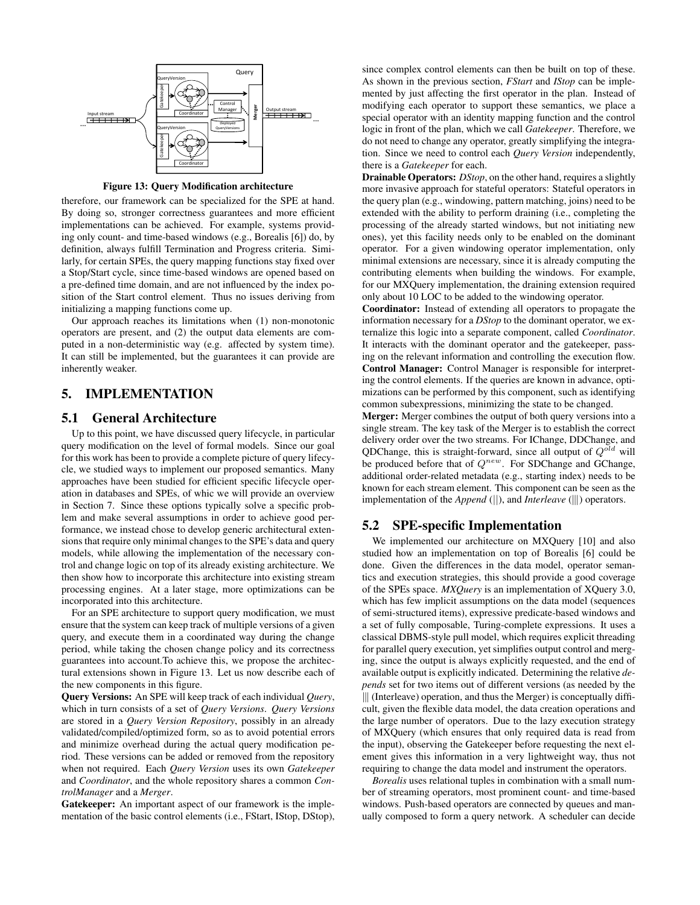Query

QueryVersion

Gatekeeper

Coordinator

Control Manager

Deployed QueryVersions

Merger

Input stream

Output stream

QueryVersion

Gatekeeper

Coordinator

**Figure 13: Query Modification architecture**

therefore, our framework can be specialized for the SPE at hand. By doing so, stronger correctness guarantees and more efficient implementations can be achieved. For example, systems providing only count- and time-based windows (e.g., Borealis [6]) do, by definition, always fulfill Termination and Progress criteria. Similarly, for certain SPEs, the query mapping functions stay fixed over a Stop/Start cycle, since time-based windows are opened based on a pre-defined time domain, and are not influenced by the index position of the Start control element. Thus no issues deriving from initializing a mapping functions come up.

Our approach reaches its limitations when (1) non-monotonic operators are present, and (2) the output data elements are computed in a non-deterministic way (e.g. affected by system time). It can still be implemented, but the guarantees it can provide are inherently weaker.

## 5. IMPLEMENTATION

### 5.1 General Architecture

Up to this point, we have discussed query lifecycle, in particular query modification on the level of formal models. Since our goal for this work has been to provide a complete picture of query lifecycle, we studied ways to implement our proposed semantics. Many approaches have been studied for efficient specific lifecycle operation in databases and SPEs, of whic we will provide an overview in Section 7. Since these options typically solve a specific problem and make several assumptions in order to achieve good performance, we instead chose to develop generic architectural extensions that require only minimal changes to the SPE's data and query models, while allowing the implementation of the necessary control and change logic on top of its already existing architecture. We then show how to incorporate this architecture into existing stream processing engines. At a later stage, more optimizations can be incorporated into this architecture.

For an SPE architecture to support query modification, we must ensure that the system can keep track of multiple versions of a given query, and execute them in a coordinated way during the change period, while taking the chosen change policy and its correctness guarantees into account.To achieve this, we propose the architectural extensions shown in Figure 13. Let us now describe each of the new components in this figure.

**Query Versions:** An SPE will keep track of each individual *Query*, which in turn consists of a set of *Query Versions*. *Query Versions* are stored in a *Query Version Repository*, possibly in an already validated/compiled/optimized form, so as to avoid potential errors and minimize overhead during the actual query modification period. These versions can be added or removed from the repository when not required. Each *Query Version* uses its own *Gatekeeper* and *Coordinator*, and the whole repository shares a common *ControlManager* and a *Merger*.

**Gatekeeper:** An important aspect of our framework is the implementation of the basic control elements (i.e., FStart, IStop, DStop), since complex control elements can then be built on top of these. As shown in the previous section, *FStart* and *IStop* can be implemented by just affecting the first operator in the plan. Instead of modifying each operator to support these semantics, we place a special operator with an identity mapping function and the control logic in front of the plan, which we call *Gatekeeper*. Therefore, we do not need to change any operator, greatly simplifying the integration. Since we need to control each *Query Version* independently, there is a *Gatekeeper* for each.

**Drainable Operators:** *DStop*, on the other hand, requires a slightly more invasive approach for stateful operators: Stateful operators in the query plan (e.g., windowing, pattern matching, joins) need to be extended with the ability to perform draining (i.e., completing the processing of the already started windows, but not initiating new ones), yet this facility needs only to be enabled on the dominant operator. For a given windowing operator implementation, only minimal extensions are necessary, since it is already computing the contributing elements when building the windows. For example, for our MXQuery implementation, the draining extension required only about 10 LOC to be added to the windowing operator.

**Coordinator:** Instead of extending all operators to propagate the information necessary for a *DStop* to the dominant operator, we externalize this logic into a separate component, called *Coordinator*. It interacts with the dominant operator and the gatekeeper, passing on the relevant information and controlling the execution flow.

**Control Manager:** Control Manager is responsible for interpreting the control elements. If the queries are known in advance, optimizations can be performed by this component, such as identifying common subexpressions, minimizing the state to be changed.

**Merger:** Merger combines the output of both query versions into a single stream. The key task of the Merger is to establish the correct delivery order over the two streams. For IChange, DDChange, and QDChange, this is straight-forward, since all output of $Q^{old}$ will be produced before that of $Q^{new}$. For SDChange and GChange, additional order-related metadata (e.g., starting index) needs to be known for each stream element. This component can be seen as the implementation of the *Append* (||), and *Interleave* (|||) operators.

### 5.2 SPE-specific Implementation

We implemented our architecture on MXQuery [10] and also studied how an implementation on top of Borealis [6] could be done. Given the differences in the data model, operator semantics and execution strategies, this should provide a good coverage of the SPEs space. *MXQuery* is an implementation of XQuery 3.0, which has few implicit assumptions on the data model (sequences of semi-structured items), expressive predicate-based windows and a set of fully composable, Turing-complete expressions. It uses a classical DBMS-style pull model, which requires explicit threading for parallel query execution, yet simplifies output control and merging, since the output is always explicitly requested, and the end of available output is explicitly indicated. Determining the relative *depends* set for two items out of different versions (as needed by the ||| (Interleave) operation, and thus the Merger) is conceptually difficult, given the flexible data model, the data creation operations and the large number of operators. Due to the lazy execution strategy of MXQuery (which ensures that only required data is read from the input), observing the Gatekeeper before requesting the next element gives this information in a very lightweight way, thus not requiring to change the data model and instrument the operators.

*Borealis* uses relational tuples in combination with a small number of streaming operators, most prominent count- and time-based windows. Push-based operators are connected by queues and manually composed to form a query network. A scheduler can decide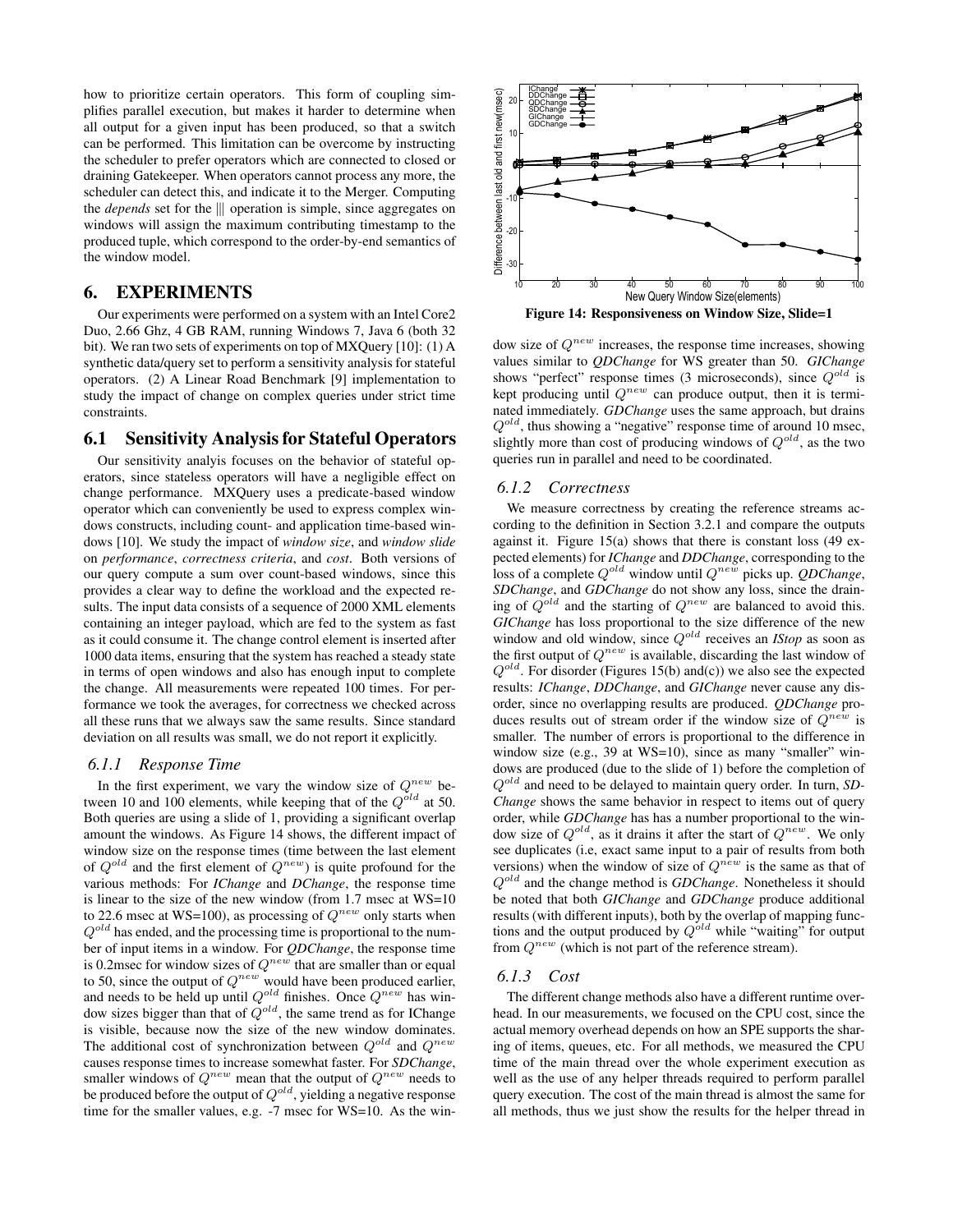how to prioritize certain operators. This form of coupling simplifies parallel execution, but makes it harder to determine when all output for a given input has been produced, so that a switch can be performed. This limitation can be overcome by instructing the scheduler to prefer operators which are connected to closed or draining Gatekeeper. When operators cannot process any more, the scheduler can detect this, and indicate it to the Merger. Computing the *depends* set for the ||| operation is simple, since aggregates on windows will assign the maximum contributing timestamp to the produced tuple, which correspond to the order-by-end semantics of the window model.

# 6. EXPERIMENTS

Our experiments were performed on a system with an Intel Core2 Duo, 2.66 Ghz, 4 GB RAM, running Windows 7, Java 6 (both 32 bit). We ran two sets of experiments on top of MXQuery [10]: (1) A synthetic data/query set to perform a sensitivity analysis for stateful operators. (2) A Linear Road Benchmark [9] implementation to study the impact of change on complex queries under strict time constraints.

## 6.1 Sensitivity Analysis for Stateful Operators

Our sensitivity analyis focuses on the behavior of stateful operators, since stateless operators will have a negligible effect on change performance. MXQuery uses a predicate-based window operator which can conveniently be used to express complex windows constructs, including count- and application time-based windows [10]. We study the impact of *window size*, and *window slide* on *performance*, *correctness criteria*, and *cost*. Both versions of our query compute a sum over count-based windows, since this provides a clear way to define the workload and the expected results. The input data consists of a sequence of 2000 XML elements containing an integer payload, which are fed to the system as fast as it could consume it. The change control element is inserted after 1000 data items, ensuring that the system has reached a steady state in terms of open windows and also has enough input to complete the change. All measurements were repeated 100 times. For performance we took the averages, for correctness we checked across all these runs that we always saw the same results. Since standard deviation on all results was small, we do not report it explicitly.

### 6.1.1 Response Time

In the first experiment, we vary the window size of $Q^{new}$ between 10 and 100 elements, while keeping that of the $Q^{old}$ at 50. Both queries are using a slide of 1, providing a significant overlap amount the windows. As Figure 14 shows, the different impact of window size on the response times (time between the last element of $Q^{old}$ and the first element of $Q^{new}$) is quite profound for the various methods: For *IChange* and *DChange*, the response time is linear to the size of the new window (from 1.7 msec at WS=10 to 22.6 msec at WS=100), as processing of $Q^{new}$ only starts when $Q^{old}$ has ended, and the processing time is proportional to the number of input items in a window. For *QDChange*, the response time is 0.2msec for window sizes of $Q^{new}$ that are smaller than or equal to 50, since the output of $Q^{new}$ would have been produced earlier, and needs to be held up until $Q^{old}$ finishes. Once $Q^{new}$ has window sizes bigger than that of $Q^{old}$, the same trend as for IChange is visible, because now the size of the new window dominates. The additional cost of synchronization between $Q^{old}$ and $Q^{new}$ causes response times to increase somewhat faster. For *SDChange*, smaller windows of $Q^{new}$ mean that the output of $Q^{new}$ needs to be produced before the output of $Q^{old}$, yielding a negative response time for the smaller values, e.g. -7 msec for WS=10. As the window size of $Q^{new}$ increases, the response time increases, showing values similar to *QDChange* for WS greater than 50. *GIChange* shows "perfect" response times (3 microseconds), since $Q^{old}$ is kept producing until $Q^{new}$ can produce output, then it is terminated immediately. *GDChange* uses the same approach, but drains $Q^{old}$, thus showing a "negative" response time of around 10 msec, slightly more than cost of producing windows of $Q^{old}$, as the two queries run in parallel and need to be coordinated.

**Figure 14: Responsiveness on Window Size, Slide=1**

### 6.1.2 Correctness

We measure correctness by creating the reference streams according to the definition in Section 3.2.1 and compare the outputs against it. Figure 15(a) shows that there is constant loss (49 expected elements) for *IChange* and *DDChange*, corresponding to the loss of a complete $Q^{old}$ window until $Q^{new}$ picks up. *QDChange*, *SDChange*, and *GDChange* do not show any loss, since the draining of $Q^{old}$ and the starting of $Q^{new}$ are balanced to avoid this. *GIChange* has loss proportional to the size difference of the new window and old window, since $Q^{old}$ receives an *IStop* as soon as the first output of $Q^{new}$ is available, discarding the last window of $Q^{old}$. For disorder (Figures 15(b) and(c)) we also see the expected results: *IChange*, *DDChange*, and *GIChange* never cause any disorder, since no overlapping results are produced. *QDChange* produces results out of stream order if the window size of $Q^{new}$ is smaller. The number of errors is proportional to the difference in window size (e.g., 39 at WS=10), since as many "smaller" windows are produced (due to the slide of 1) before the completion of $Q^{old}$ and need to be delayed to maintain query order. In turn, *SDChange* shows the same behavior in respect to items out of query order, while *GDChange* has has a number proportional to the window size of $Q^{old}$, as it drains it after the start of $Q^{new}$. We only see duplicates (i.e, exact same input to a pair of results from both versions) when the window of size of $Q^{new}$ is the same as that of $Q^{old}$ and the change method is *GDChange*. Nonetheless it should be noted that both *GIChange* and *GDChange* produce additional results (with different inputs), both by the overlap of mapping functions and the output produced by $Q^{old}$ while "waiting" for output from $Q^{new}$ (which is not part of the reference stream).

### 6.1.3 Cost

The different change methods also have a different runtime overhead. In our measurements, we focused on the CPU cost, since the actual memory overhead depends on how an SPE supports the sharing of items, queues, etc. For all methods, we measured the CPU time of the main thread over the whole experiment execution as well as the use of any helper threads required to perform parallel query execution. The cost of the main thread is almost the same for all methods, thus we just show the results for the helper thread in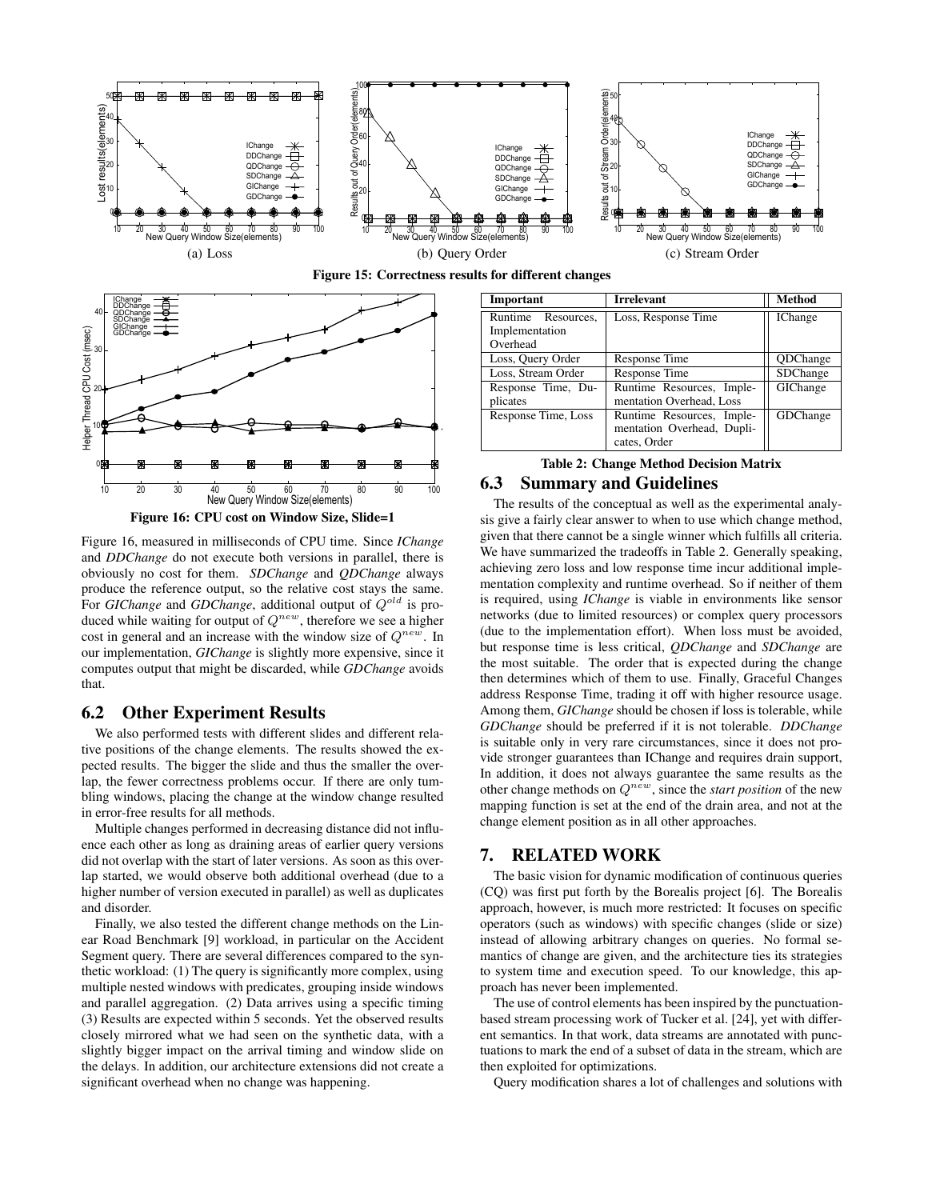(a) Loss

(b) Query Order

(c) Stream Order

**Figure 15: Correctness results for different changes**

**Figure 16: CPU cost on Window Size, Slide=1**

Figure 16, measured in milliseconds of CPU time. Since *IChange* and *DDChange* do not execute both versions in parallel, there is obviously no cost for them. *SDChange* and *QDChange* always produce the reference output, so the relative cost stays the same. For *GIChange* and *GDChange*, additional output of $Q^{old}$ is produced while waiting for output of $Q^{new}$, therefore we see a higher cost in general and an increase with the window size of $Q^{new}$. In our implementation, *GIChange* is slightly more expensive, since it computes output that might be discarded, while *GDChange* avoids that.

## 6.2 Other Experiment Results

We also performed tests with different slides and different relative positions of the change elements. The results showed the expected results. The bigger the slide and thus the smaller the overlap, the fewer correctness problems occur. If there are only tumbling windows, placing the change at the window change resulted in error-free results for all methods.

Multiple changes performed in decreasing distance did not influence each other as long as draining areas of earlier query versions did not overlap with the start of later versions. As soon as this overlap started, we would observe both additional overhead (due to a higher number of version executed in parallel) as well as duplicates and disorder.

Finally, we also tested the different change methods on the Linear Road Benchmark [9] workload, in particular on the Accident Segment query. There are several differences compared to the synthetic workload: (1) The query is significantly more complex, using multiple nested windows with predicates, grouping inside windows and parallel aggregation. (2) Data arrives using a specific timing (3) Results are expected within 5 seconds. Yet the observed results closely mirrored what we had seen on the synthetic data, with a slightly bigger impact on the arrival timing and window slide on the delays. In addition, our architecture extensions did not create a significant overhead when no change was happening.

| Important | Irrelevant | Method |
|---|---|---|
| Runtime Resources, Implementation Overhead | Loss, Response Time | IChange |
| Loss, Query Order | Response Time | QDChange |
| Loss, Stream Order | Response Time | SDChange |
| Response Time, Duplicates | Runtime Resources, Implementation Overhead, Loss | GIChange |
| Response Time, Loss | Runtime Resources, Implementation Overhead, Duplicates, Order | GDChange |

**Table 2: Change Method Decision Matrix**

## 6.3 Summary and Guidelines

The results of the conceptual as well as the experimental analysis give a fairly clear answer to when to use which change method, given that there cannot be a single winner which fulfills all criteria. We have summarized the tradeoffs in Table 2. Generally speaking, achieving zero loss and low response time incur additional implementation complexity and runtime overhead. So if neither of them is required, using *IChange* is viable in environments like sensor networks (due to limited resources) or complex query processors (due to the implementation effort). When loss must be avoided, but response time is less critical, *QDChange* and *SDChange* are the most suitable. The order that is expected during the change then determines which of them to use. Finally, Graceful Changes address Response Time, trading it off with higher resource usage. Among them, *GIChange* should be chosen if loss is tolerable, while *GDChange* should be preferred if it is not tolerable. *DDChange* is suitable only in very rare circumstances, since it does not provide stronger guarantees than IChange and requires drain support, In addition, it does not always guarantee the same results as the other change methods on $Q^{new}$, since the *start position* of the new mapping function is set at the end of the drain area, and not at the change element position as in all other approaches.

# 7. RELATED WORK

The basic vision for dynamic modification of continuous queries (CQ) was first put forth by the Borealis project [6]. The Borealis approach, however, is much more restricted: It focuses on specific operators (such as windows) with specific changes (slide or size) instead of allowing arbitrary changes on queries. No formal semantics of change are given, and the architecture ties its strategies to system time and execution speed. To our knowledge, this approach has never been implemented.

The use of control elements has been inspired by the punctuation-based stream processing work of Tucker et al. [24], yet with different semantics. In that work, data streams are annotated with punctuations to mark the end of a subset of data in the stream, which are then exploited for optimizations.

Query modification shares a lot of challenges and solutions with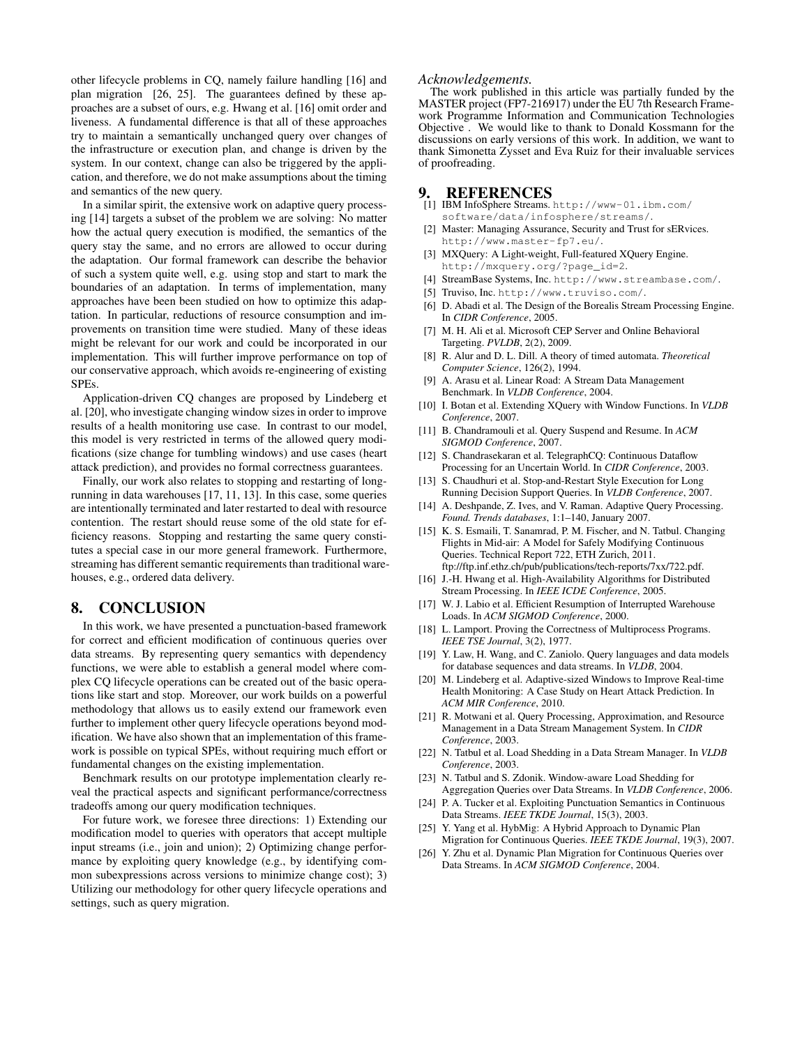other lifecycle problems in CQ, namely failure handling [16] and plan migration [26, 25]. The guarantees defined by these approaches are a subset of ours, e.g. Hwang et al. [16] omit order and liveness. A fundamental difference is that all of these approaches try to maintain a semantically unchanged query over changes of the infrastructure or execution plan, and change is driven by the system. In our context, change can also be triggered by the application, and therefore, we do not make assumptions about the timing and semantics of the new query.

In a similar spirit, the extensive work on adaptive query processing [14] targets a subset of the problem we are solving: No matter how the actual query execution is modified, the semantics of the query stay the same, and no errors are allowed to occur during the adaptation. Our formal framework can describe the behavior of such a system quite well, e.g. using stop and start to mark the boundaries of an adaptation. In terms of implementation, many approaches have been been studied on how to optimize this adaptation. In particular, reductions of resource consumption and improvements on transition time were studied. Many of these ideas might be relevant for our work and could be incorporated in our implementation. This will further improve performance on top of our conservative approach, which avoids re-engineering of existing SPEs.

Application-driven CQ changes are proposed by Lindeberg et al. [20], who investigate changing window sizes in order to improve results of a health monitoring use case. In contrast to our model, this model is very restricted in terms of the allowed query modifications (size change for tumbling windows) and use cases (heart attack prediction), and provides no formal correctness guarantees.

Finally, our work also relates to stopping and restarting of long-running in data warehouses [17, 11, 13]. In this case, some queries are intentionally terminated and later restarted to deal with resource contention. The restart should reuse some of the old state for efficiency reasons. Stopping and restarting the same query constitutes a special case in our more general framework. Furthermore, streaming has different semantic requirements than traditional warehouses, e.g., ordered data delivery.

## 8. CONCLUSION

In this work, we have presented a punctuation-based framework for correct and efficient modification of continuous queries over data streams. By representing query semantics with dependency functions, we were able to establish a general model where complex CQ lifecycle operations can be created out of the basic operations like start and stop. Moreover, our work builds on a powerful methodology that allows us to easily extend our framework even further to implement other query lifecycle operations beyond modification. We have also shown that an implementation of this framework is possible on typical SPEs, without requiring much effort or fundamental changes on the existing implementation.

Benchmark results on our prototype implementation clearly reveal the practical aspects and significant performance/correctness tradeoffs among our query modification techniques.

For future work, we foresee three directions: 1) Extending our modification model to queries with operators that accept multiple input streams (i.e., join and union); 2) Optimizing change performance by exploiting query knowledge (e.g., by identifying common subexpressions across versions to minimize change cost); 3) Utilizing our methodology for other query lifecycle operations and settings, such as query migration.

*Acknowledgements.*

The work published in this article was partially funded by the MASTER project (FP7-216917) under the EU 7th Research Framework Programme Information and Communication Technologies Objective . We would like to thank to Donald Kossmann for the discussions on early versions of this work. In addition, we want to thank Simonetta Zysset and Eva Ruiz for their invaluable services of proofreading.

## 9. REFERENCES

[1] IBM InfoSphere Streams. http://www-01.ibm.com/software/data/infosphere/streams/.

[2] Master: Managing Assurance, Security and Trust for sERvices. http://www.master-fp7.eu/.

[3] MXQuery: A Light-weight, Full-featured XQuery Engine. http://mxquery.org/?page_id=2.

[4] StreamBase Systems, Inc. http://www.streambase.com/.

[5] Truviso, Inc. http://www.truviso.com/.

[6] D. Abadi et al. The Design of the Borealis Stream Processing Engine. In *CIDR Conference*, 2005.

[7] M. H. Ali et al. Microsoft CEP Server and Online Behavioral Targeting. *PVLDB*, 2(2), 2009.

[8] R. Alur and D. L. Dill. A theory of timed automata. *Theoretical Computer Science*, 126(2), 1994.

[9] A. Arasu et al. Linear Road: A Stream Data Management Benchmark. In *VLDB Conference*, 2004.

[10] I. Botan et al. Extending XQuery with Window Functions. In *VLDB Conference*, 2007.

[11] B. Chandramouli et al. Query Suspend and Resume. In *ACM SIGMOD Conference*, 2007.

[12] S. Chandrasekaran et al. TelegraphCQ: Continuous Dataflow Processing for an Uncertain World. In *CIDR Conference*, 2003.

[13] S. Chaudhuri et al. Stop-and-Restart Style Execution for Long Running Decision Support Queries. In *VLDB Conference*, 2007.

[14] A. Deshpande, Z. Ives, and V. Raman. Adaptive Query Processing. *Found. Trends databases*, 1:1–140, January 2007.

[15] K. S. Esmaili, T. Sanamrad, P. M. Fischer, and N. Tatbul. Changing Flights in Mid-air: A Model for Safely Modifying Continuous Queries. Technical Report 722, ETH Zurich, 2011. ftp://ftp.inf.ethz.ch/pub/publications/tech-reports/7xx/722.pdf.

[16] J.-H. Hwang et al. High-Availability Algorithms for Distributed Stream Processing. In *IEEE ICDE Conference*, 2005.

[17] W. J. Labio et al. Efficient Resumption of Interrupted Warehouse Loads. In *ACM SIGMOD Conference*, 2000.

[18] L. Lamport. Proving the Correctness of Multiprocess Programs. *IEEE TSE Journal*, 3(2), 1977.

[19] Y. Law, H. Wang, and C. Zaniolo. Query languages and data models for database sequences and data streams. In *VLDB*, 2004.

[20] M. Lindeberg et al. Adaptive-sized Windows to Improve Real-time Health Monitoring: A Case Study on Heart Attack Prediction. In *ACM MIR Conference*, 2010.

[21] R. Motwani et al. Query Processing, Approximation, and Resource Management in a Data Stream Management System. In *CIDR Conference*, 2003.

[22] N. Tatbul et al. Load Shedding in a Data Stream Manager. In *VLDB Conference*, 2003.

[23] N. Tatbul and S. Zdonik. Window-aware Load Shedding for Aggregation Queries over Data Streams. In *VLDB Conference*, 2006.

[24] P. A. Tucker et al. Exploiting Punctuation Semantics in Continuous Data Streams. *IEEE TKDE Journal*, 15(3), 2003.

[25] Y. Yang et al. HybMig: A Hybrid Approach to Dynamic Plan Migration for Continuous Queries. *IEEE TKDE Journal*, 19(3), 2007.

[26] Y. Zhu et al. Dynamic Plan Migration for Continuous Queries over Data Streams. In *ACM SIGMOD Conference*, 2004.